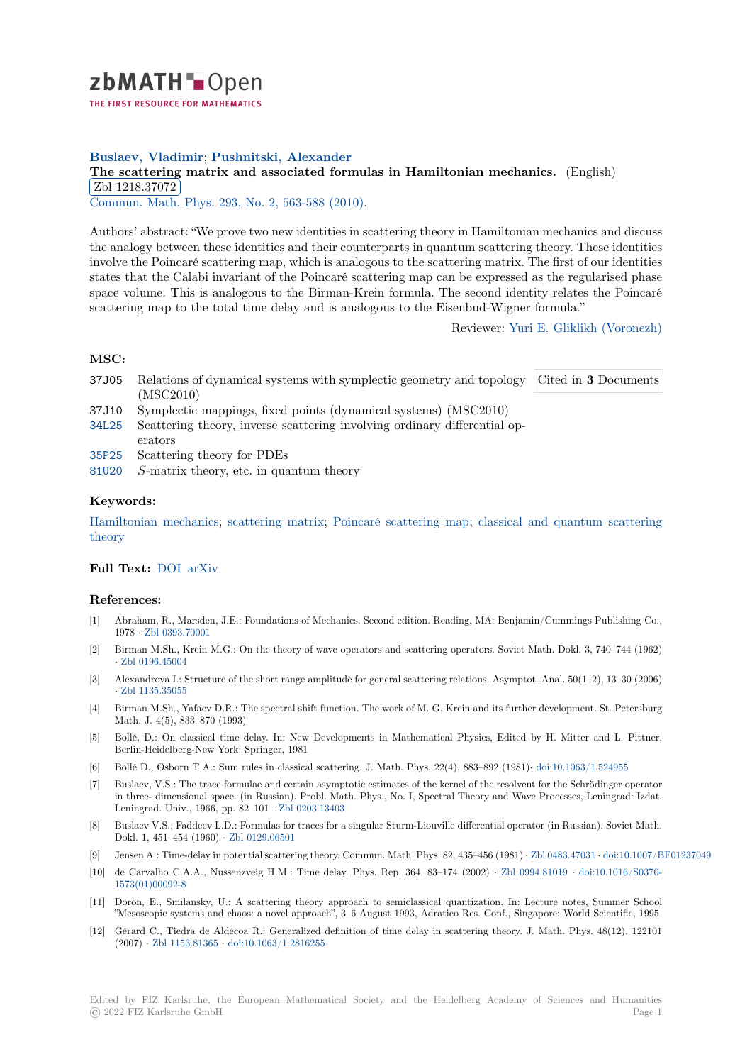# zbMATH Open

THE FIRST RESOURCE FOR MATHEMATICS

**Buslaev, Vladimir; Pushnitski, Alexander**

**The scattering matrix and associated formulas in Hamiltonian mechanics.** (English)

Zbl 1218.37072

Commun. Math. Phys. 293, No. 2, 563-588 (2010).

Authors' abstract: "We prove two new identities in scattering theory in Hamiltonian mechanics and discuss the analogy between these identities and their counterparts in quantum scattering theory. These identities involve the Poincaré scattering map, which is analogous to the scattering matrix. The first of our identities states that the Calabi invariant of the Poincaré scattering map can be expressed as the regularised phase space volume. This is analogous to the Birman-Krein formula. The second identity relates the Poincaré scattering map to the total time delay and is analogous to the Eisenbud-Wigner formula."

Reviewer: Yuri E. Gliklikh (Voronezh)

## MSC:

- 37J05 Relations of dynamical systems with symplectic geometry and topology (MSC2010)
- 37J10 Symplectic mappings, fixed points (dynamical systems) (MSC2010)
- 34L25 Scattering theory, inverse scattering involving ordinary differential operators
- 35P25 Scattering theory for PDEs
- 81U20 $S$-matrix theory, etc. in quantum theory

Cited in **3** Documents

## Keywords:

Hamiltonian mechanics; scattering matrix; Poincaré scattering map; classical and quantum scattering theory

## Full Text:

DOI arXiv

## References:

[1] Abraham, R., Marsden, J.E.: Foundations of Mechanics. Second edition. Reading, MA: Benjamin/Cummings Publishing Co., 1978 · Zbl 0393.70001

[2] Birman M.Sh., Krein M.G.: On the theory of wave operators and scattering operators. Soviet Math. Dokl. 3, 740–744 (1962) · Zbl 0196.45004

[3] Alexandrova I.: Structure of the short range amplitude for general scattering relations. Asymptot. Anal. 50(1–2), 13–30 (2006) · Zbl 1135.35055

[4] Birman M.Sh., Yafaev D.R.: The spectral shift function. The work of M. G. Krein and its further development. St. Petersburg Math. J. 4(5), 833–870 (1993)

[5] Bollé, D.: On classical time delay. In: New Developments in Mathematical Physics, Edited by H. Mitter and L. Pittner, Berlin-Heidelberg-New York: Springer, 1981

[6] Bollé D., Osborn T.A.: Sum rules in classical scattering. J. Math. Phys. 22(4), 883–892 (1981)· doi:10.1063/1.524955

[7] Buslaev, V.S.: The trace formulae and certain asymptotic estimates of the kernel of the resolvent for the Schrödinger operator in three- dimensional space. (in Russian). Probl. Math. Phys., No. I, Spectral Theory and Wave Processes, Leningrad: Izdat. Leningrad. Univ., 1966, pp. 82–101 · Zbl 0203.13403

[8] Buslaev V.S., Faddeev L.D.: Formulas for traces for a singular Sturm-Liouville differential operator (in Russian). Soviet Math. Dokl. 1, 451–454 (1960) · Zbl 0129.06501

[9] Jensen A.: Time-delay in potential scattering theory. Commun. Math. Phys. 82, 435–456 (1981) · Zbl 0483.47031 · doi:10.1007/BF01237049

[10] de Carvalho C.A.A., Nussenzveig H.M.: Time delay. Phys. Rep. 364, 83–174 (2002) · Zbl 0994.81019 · doi:10.1016/S0370-1573(01)00092-8

[11] Doron, E., Smilansky, U.: A scattering theory approach to semiclassical quantization. In: Lecture notes, Summer School "Mesoscopic systems and chaos: a novel approach", 3–6 August 1993, Adratico Res. Conf., Singapore: World Scientific, 1995

[12] Gérard C., Tiedra de Aldecoa R.: Generalized definition of time delay in scattering theory. J. Math. Phys. 48(12), 122101 (2007) · Zbl 1153.81365 · doi:10.1063/1.2816255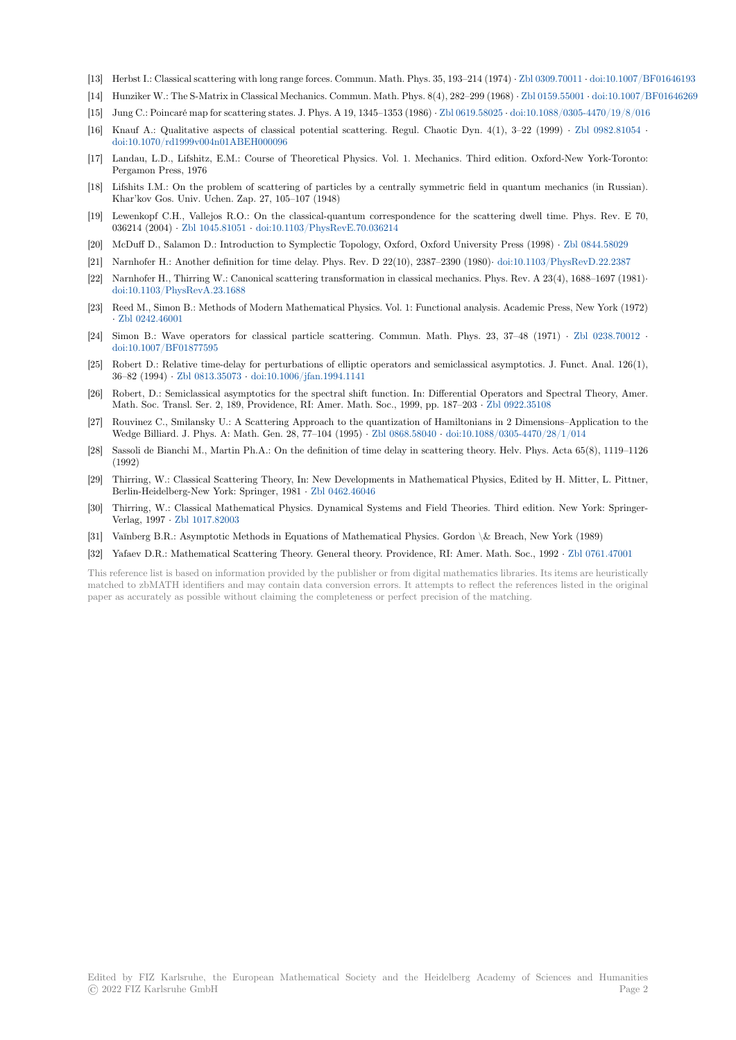[13] Herbst I.: Classical scattering with long range forces. Commun. Math. Phys. 35, 193–214 (1974) · Zbl 0309.70011 · doi:10.1007/BF01646193

[14] Hunziker W.: The S-Matrix in Classical Mechanics. Commun. Math. Phys. 8(4), 282–299 (1968) · Zbl 0159.55001 · doi:10.1007/BF01646269

[15] Jung C.: Poincaré map for scattering states. J. Phys. A 19, 1345–1353 (1986) · Zbl 0619.58025 · doi:10.1088/0305-4470/19/8/016

[16] Knauf A.: Qualitative aspects of classical potential scattering. Regul. Chaotic Dyn. 4(1), 3–22 (1999) · Zbl 0982.81054 · doi:10.1070/rd1999v004n01ABEH000096

[17] Landau, L.D., Lifshitz, E.M.: Course of Theoretical Physics. Vol. 1. Mechanics. Third edition. Oxford-New York-Toronto: Pergamon Press, 1976

[18] Lifshits I.M.: On the problem of scattering of particles by a centrally symmetric field in quantum mechanics (in Russian). Khar'kov Gos. Univ. Uchen. Zap. 27, 105–107 (1948)

[19] Lewenkopf C.H., Vallejos R.O.: On the classical-quantum correspondence for the scattering dwell time. Phys. Rev. E 70, 036214 (2004) · Zbl 1045.81051 · doi:10.1103/PhysRevE.70.036214

[20] McDuff D., Salamon D.: Introduction to Symplectic Topology, Oxford, Oxford University Press (1998) · Zbl 0844.58029

[21] Narnhofer H.: Another definition for time delay. Phys. Rev. D 22(10), 2387–2390 (1980)· doi:10.1103/PhysRevD.22.2387

[22] Narnhofer H., Thirring W.: Canonical scattering transformation in classical mechanics. Phys. Rev. A 23(4), 1688–1697 (1981)· doi:10.1103/PhysRevA.23.1688

[23] Reed M., Simon B.: Methods of Modern Mathematical Physics. Vol. 1: Functional analysis. Academic Press, New York (1972) · Zbl 0242.46001

[24] Simon B.: Wave operators for classical particle scattering. Commun. Math. Phys. 23, 37–48 (1971) · Zbl 0238.70012 · doi:10.1007/BF01877595

[25] Robert D.: Relative time-delay for perturbations of elliptic operators and semiclassical asymptotics. J. Funct. Anal. 126(1), 36–82 (1994) · Zbl 0813.35073 · doi:10.1006/jfan.1994.1141

[26] Robert, D.: Semiclassical asymptotics for the spectral shift function. In: Differential Operators and Spectral Theory, Amer. Math. Soc. Transl. Ser. 2, 189, Providence, RI: Amer. Math. Soc., 1999, pp. 187–203 · Zbl 0922.35108

[27] Rouvinez C., Smilansky U.: A Scattering Approach to the quantization of Hamiltonians in 2 Dimensions–Application to the Wedge Billiard. J. Phys. A: Math. Gen. 28, 77–104 (1995) · Zbl 0868.58040 · doi:10.1088/0305-4470/28/1/014

[28] Sassoli de Bianchi M., Martin Ph.A.: On the definition of time delay in scattering theory. Helv. Phys. Acta 65(8), 1119–1126 (1992)

[29] Thirring, W.: Classical Scattering Theory, In: New Developments in Mathematical Physics, Edited by H. Mitter, L. Pittner, Berlin-Heidelberg-New York: Springer, 1981 · Zbl 0462.46046

[30] Thirring, W.: Classical Mathematical Physics. Dynamical Systems and Field Theories. Third edition. New York: Springer-Verlag, 1997 · Zbl 1017.82003

[31] Vaĭnberg B.R.: Asymptotic Methods in Equations of Mathematical Physics. Gordon \& Breach, New York (1989)

[32] Yafaev D.R.: Mathematical Scattering Theory. General theory. Providence, RI: Amer. Math. Soc., 1992 · Zbl 0761.47001

This reference list is based on information provided by the publisher or from digital mathematics libraries. Its items are heuristically matched to zbMATH identifiers and may contain data conversion errors. It attempts to reflect the references listed in the original paper as accurately as possible without claiming the completeness or perfect precision of the matching.